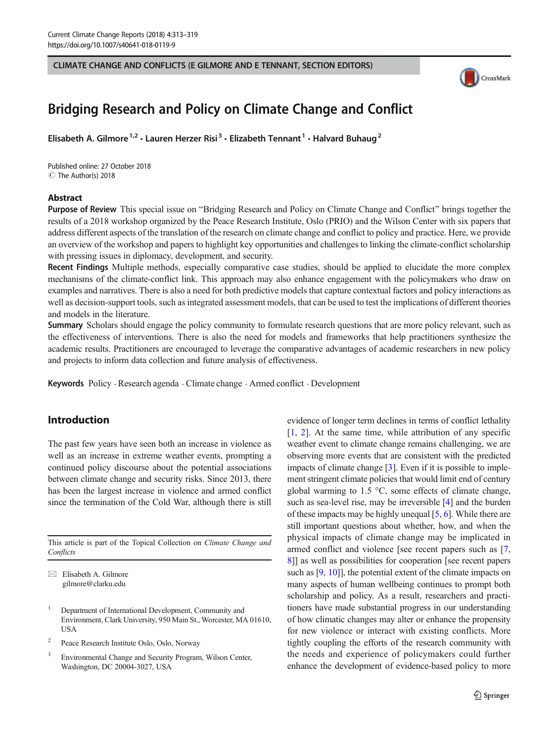CLIMATE CHANGE AND CONFLICTS (E GILMORE AND E TENNANT, SECTION EDITORS)

# Bridging Research and Policy on Climate Change and Conflict

**Elisabeth A. Gilmore**[1,2] **· Lauren Herzer Risi**[3] **· Elizabeth Tennant**[1] **· Halvard Buhaug**[2]

Published online: 27 October 2018
© The Author(s) 2018

## Abstract

**Purpose of Review** This special issue on "Bridging Research and Policy on Climate Change and Conflict" brings together the results of a 2018 workshop organized by the Peace Research Institute, Oslo (PRIO) and the Wilson Center with six papers that address different aspects of the translation of the research on climate change and conflict to policy and practice. Here, we provide an overview of the workshop and papers to highlight key opportunities and challenges to linking the climate-conflict scholarship with pressing issues in diplomacy, development, and security.

**Recent Findings** Multiple methods, especially comparative case studies, should be applied to elucidate the more complex mechanisms of the climate-conflict link. This approach may also enhance engagement with the policymakers who draw on examples and narratives. There is also a need for both predictive models that capture contextual factors and policy interactions as well as decision-support tools, such as integrated assessment models, that can be used to test the implications of different theories and models in the literature.

**Summary** Scholars should engage the policy community to formulate research questions that are more policy relevant, such as the effectiveness of interventions. There is also the need for models and frameworks that help practitioners synthesize the academic results. Practitioners are encouraged to leverage the comparative advantages of academic researchers in new policy and projects to inform data collection and future analysis of effectiveness.

**Keywords** Policy · Research agenda · Climate change · Armed conflict · Development

## Introduction

The past few years have seen both an increase in violence as well as an increase in extreme weather events, prompting a continued policy discourse about the potential associations between climate change and security risks. Since 2013, there has been the largest increase in violence and armed conflict since the termination of the Cold War, although there is still evidence of longer term declines in terms of conflict lethality [1, 2]. At the same time, while attribution of any specific weather event to climate change remains challenging, we are observing more events that are consistent with the predicted impacts of climate change [3]. Even if it is possible to implement stringent climate policies that would limit end of century global warming to 1.5 °C, some effects of climate change, such as sea-level rise, may be irreversible [4] and the burden of these impacts may be highly unequal [5, 6]. While there are still important questions about whether, how, and when the physical impacts of climate change may be implicated in armed conflict and violence [see recent papers such as [7, 8]] as well as possibilities for cooperation [see recent papers such as [9, 10]], the potential extent of the climate impacts on many aspects of human wellbeing continues to prompt both scholarship and policy. As a result, researchers and practitioners have made substantial progress in our understanding of how climatic changes may alter or enhance the propensity for new violence or interact with existing conflicts. More tightly coupling the efforts of the research community with the needs and experience of policymakers could further enhance the development of evidence-based policy to more

---

This article is part of the Topical Collection on *Climate Change and Conflicts*

✉ Elisabeth A. Gilmore
gilmore@clarku.edu

[1] Department of International Development, Community and Environment, Clark University, 950 Main St., Worcester, MA 01610, USA

[2] Peace Research Institute Oslo, Oslo, Norway

[3] Environmental Change and Security Program, Wilson Center, Washington, DC 20004-3027, USA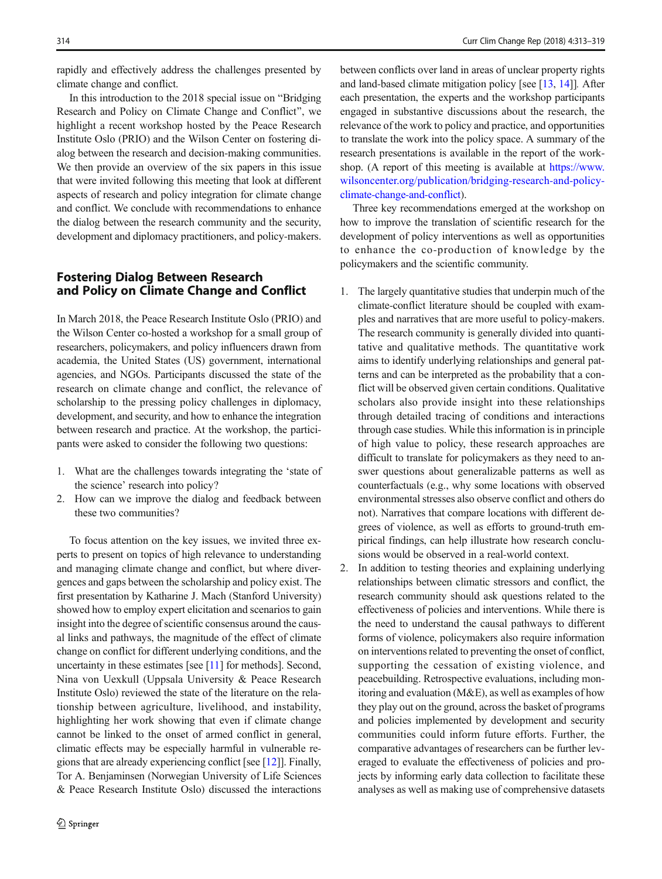rapidly and effectively address the challenges presented by climate change and conflict.

In this introduction to the 2018 special issue on "Bridging Research and Policy on Climate Change and Conflict", we highlight a recent workshop hosted by the Peace Research Institute Oslo (PRIO) and the Wilson Center on fostering dialog between the research and decision-making communities. We then provide an overview of the six papers in this issue that were invited following this meeting that look at different aspects of research and policy integration for climate change and conflict. We conclude with recommendations to enhance the dialog between the research community and the security, development and diplomacy practitioners, and policy-makers.

## Fostering Dialog Between Research and Policy on Climate Change and Conflict

In March 2018, the Peace Research Institute Oslo (PRIO) and the Wilson Center co-hosted a workshop for a small group of researchers, policymakers, and policy influencers drawn from academia, the United States (US) government, international agencies, and NGOs. Participants discussed the state of the research on climate change and conflict, the relevance of scholarship to the pressing policy challenges in diplomacy, development, and security, and how to enhance the integration between research and practice. At the workshop, the participants were asked to consider the following two questions:

1. What are the challenges towards integrating the 'state of the science' research into policy?
2. How can we improve the dialog and feedback between these two communities?

To focus attention on the key issues, we invited three experts to present on topics of high relevance to understanding and managing climate change and conflict, but where divergences and gaps between the scholarship and policy exist. The first presentation by Katharine J. Mach (Stanford University) showed how to employ expert elicitation and scenarios to gain insight into the degree of scientific consensus around the causal links and pathways, the magnitude of the effect of climate change on conflict for different underlying conditions, and the uncertainty in these estimates [see [11] for methods]. Second, Nina von Uexkull (Uppsala University & Peace Research Institute Oslo) reviewed the state of the literature on the relationship between agriculture, livelihood, and instability, highlighting her work showing that even if climate change cannot be linked to the onset of armed conflict in general, climatic effects may be especially harmful in vulnerable regions that are already experiencing conflict [see [12]]. Finally, Tor A. Benjaminsen (Norwegian University of Life Sciences & Peace Research Institute Oslo) discussed the interactions between conflicts over land in areas of unclear property rights and land-based climate mitigation policy [see [13, 14]]. After each presentation, the experts and the workshop participants engaged in substantive discussions about the research, the relevance of the work to policy and practice, and opportunities to translate the work into the policy space. A summary of the research presentations is available in the report of the workshop. (A report of this meeting is available at https://www.wilsoncenter.org/publication/bridging-research-and-policy-climate-change-and-conflict).

Three key recommendations emerged at the workshop on how to improve the translation of scientific research for the development of policy interventions as well as opportunities to enhance the co-production of knowledge by the policymakers and the scientific community.

1. The largely quantitative studies that underpin much of the climate-conflict literature should be coupled with examples and narratives that are more useful to policy-makers. The research community is generally divided into quantitative and qualitative methods. The quantitative work aims to identify underlying relationships and general patterns and can be interpreted as the probability that a conflict will be observed given certain conditions. Qualitative scholars also provide insight into these relationships through detailed tracing of conditions and interactions through case studies. While this information is in principle of high value to policy, these research approaches are difficult to translate for policymakers as they need to answer questions about generalizable patterns as well as counterfactuals (e.g., why some locations with observed environmental stresses also observe conflict and others do not). Narratives that compare locations with different degrees of violence, as well as efforts to ground-truth empirical findings, can help illustrate how research conclusions would be observed in a real-world context.
2. In addition to testing theories and explaining underlying relationships between climatic stressors and conflict, the research community should ask questions related to the effectiveness of policies and interventions. While there is the need to understand the causal pathways to different forms of violence, policymakers also require information on interventions related to preventing the onset of conflict, supporting the cessation of existing violence, and peacebuilding. Retrospective evaluations, including monitoring and evaluation (M&E), as well as examples of how they play out on the ground, across the basket of programs and policies implemented by development and security communities could inform future efforts. Further, the comparative advantages of researchers can be further leveraged to evaluate the effectiveness of policies and projects by informing early data collection to facilitate these analyses as well as making use of comprehensive datasets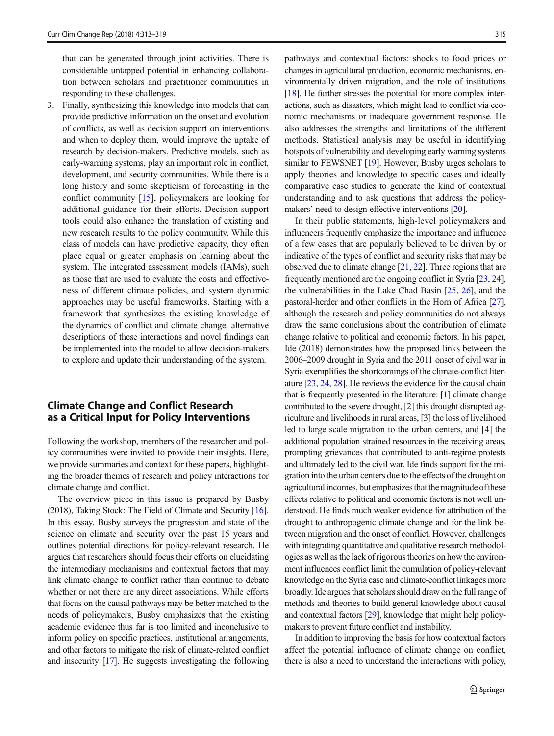that can be generated through joint activities. There is considerable untapped potential in enhancing collaboration between scholars and practitioner communities in responding to these challenges.

3. Finally, synthesizing this knowledge into models that can provide predictive information on the onset and evolution of conflicts, as well as decision support on interventions and when to deploy them, would improve the uptake of research by decision-makers. Predictive models, such as early-warning systems, play an important role in conflict, development, and security communities. While there is a long history and some skepticism of forecasting in the conflict community [15], policymakers are looking for additional guidance for their efforts. Decision-support tools could also enhance the translation of existing and new research results to the policy community. While this class of models can have predictive capacity, they often place equal or greater emphasis on learning about the system. The integrated assessment models (IAMs), such as those that are used to evaluate the costs and effectiveness of different climate policies, and system dynamic approaches may be useful frameworks. Starting with a framework that synthesizes the existing knowledge of the dynamics of conflict and climate change, alternative descriptions of these interactions and novel findings can be implemented into the model to allow decision-makers to explore and update their understanding of the system.

## Climate Change and Conflict Research as a Critical Input for Policy Interventions

Following the workshop, members of the researcher and policy communities were invited to provide their insights. Here, we provide summaries and context for these papers, highlighting the broader themes of research and policy interactions for climate change and conflict.

The overview piece in this issue is prepared by Busby (2018), Taking Stock: The Field of Climate and Security [16]. In this essay, Busby surveys the progression and state of the science on climate and security over the past 15 years and outlines potential directions for policy-relevant research. He argues that researchers should focus their efforts on elucidating the intermediary mechanisms and contextual factors that may link climate change to conflict rather than continue to debate whether or not there are any direct associations. While efforts that focus on the causal pathways may be better matched to the needs of policymakers, Busby emphasizes that the existing academic evidence thus far is too limited and inconclusive to inform policy on specific practices, institutional arrangements, and other factors to mitigate the risk of climate-related conflict and insecurity [17]. He suggests investigating the following pathways and contextual factors: shocks to food prices or changes in agricultural production, economic mechanisms, environmentally driven migration, and the role of institutions [18]. He further stresses the potential for more complex interactions, such as disasters, which might lead to conflict via economic mechanisms or inadequate government response. He also addresses the strengths and limitations of the different methods. Statistical analysis may be useful in identifying hotspots of vulnerability and developing early warning systems similar to FEWSNET [19]. However, Busby urges scholars to apply theories and knowledge to specific cases and ideally comparative case studies to generate the kind of contextual understanding and to ask questions that address the policymakers' need to design effective interventions [20].

In their public statements, high-level policymakers and influencers frequently emphasize the importance and influence of a few cases that are popularly believed to be driven by or indicative of the types of conflict and security risks that may be observed due to climate change [21, 22]. Three regions that are frequently mentioned are the ongoing conflict in Syria [23, 24], the vulnerabilities in the Lake Chad Basin [25, 26], and the pastoral-herder and other conflicts in the Horn of Africa [27], although the research and policy communities do not always draw the same conclusions about the contribution of climate change relative to political and economic factors. In his paper, Ide (2018) demonstrates how the proposed links between the 2006–2009 drought in Syria and the 2011 onset of civil war in Syria exemplifies the shortcomings of the climate-conflict literature [23, 24, 28]. He reviews the evidence for the causal chain that is frequently presented in the literature: [1] climate change contributed to the severe drought, [2] this drought disrupted agriculture and livelihoods in rural areas, [3] the loss of livelihood led to large scale migration to the urban centers, and [4] the additional population strained resources in the receiving areas, prompting grievances that contributed to anti-regime protests and ultimately led to the civil war. Ide finds support for the migration into the urban centers due to the effects of the drought on agricultural incomes, but emphasizes that the magnitude of these effects relative to political and economic factors is not well understood. He finds much weaker evidence for attribution of the drought to anthropogenic climate change and for the link between migration and the onset of conflict. However, challenges with integrating quantitative and qualitative research methodologies as well as the lack of rigorous theories on how the environment influences conflict limit the cumulation of policy-relevant knowledge on the Syria case and climate-conflict linkages more broadly. Ide argues that scholars should draw on the full range of methods and theories to build general knowledge about causal and contextual factors [29], knowledge that might help policymakers to prevent future conflict and instability.

In addition to improving the basis for how contextual factors affect the potential influence of climate change on conflict, there is also a need to understand the interactions with policy,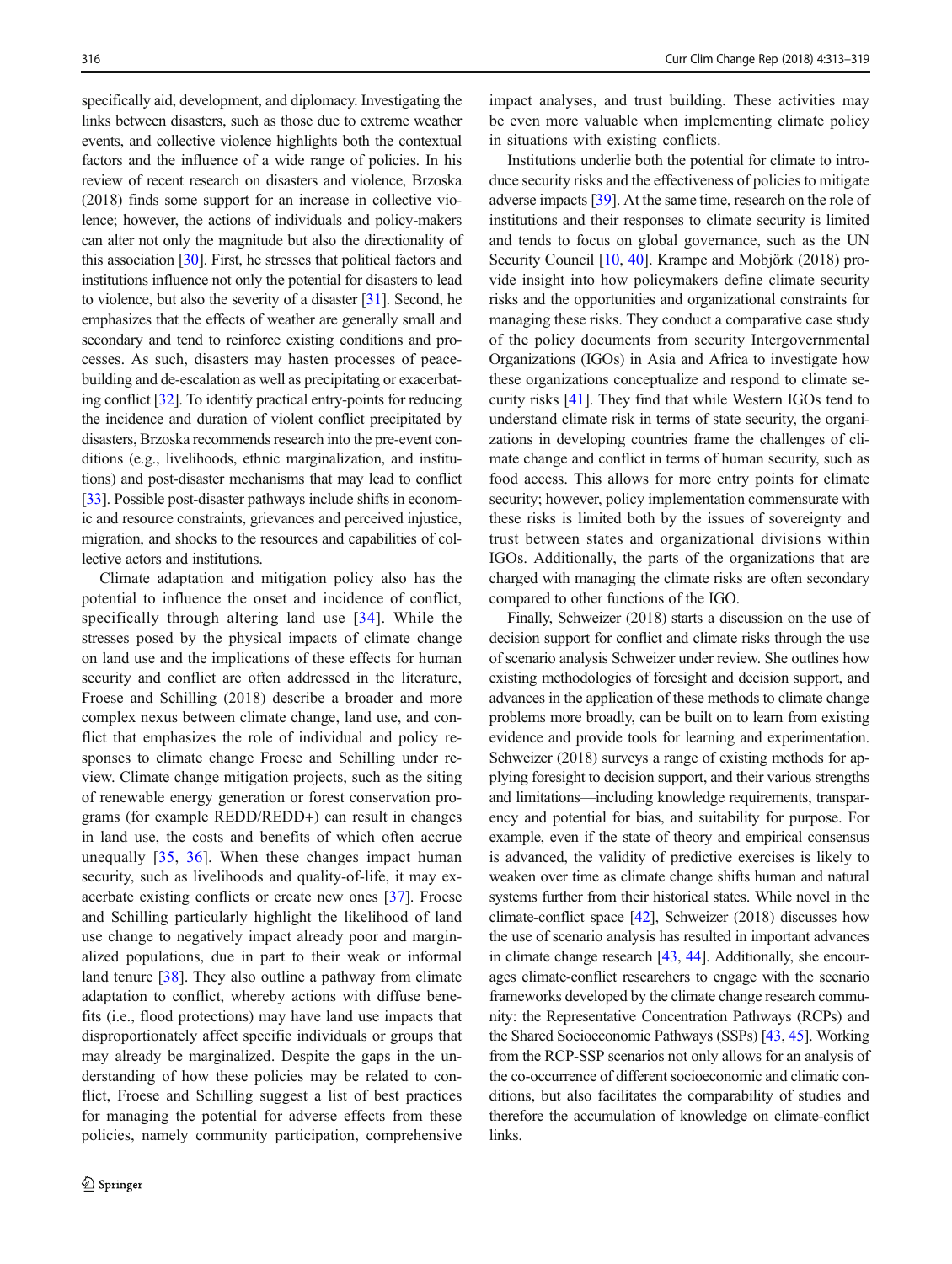specifically aid, development, and diplomacy. Investigating the links between disasters, such as those due to extreme weather events, and collective violence highlights both the contextual factors and the influence of a wide range of policies. In his review of recent research on disasters and violence, Brzoska (2018) finds some support for an increase in collective violence; however, the actions of individuals and policy-makers can alter not only the magnitude but also the directionality of this association [30]. First, he stresses that political factors and institutions influence not only the potential for disasters to lead to violence, but also the severity of a disaster [31]. Second, he emphasizes that the effects of weather are generally small and secondary and tend to reinforce existing conditions and processes. As such, disasters may hasten processes of peacebuilding and de-escalation as well as precipitating or exacerbating conflict [32]. To identify practical entry-points for reducing the incidence and duration of violent conflict precipitated by disasters, Brzoska recommends research into the pre-event conditions (e.g., livelihoods, ethnic marginalization, and institutions) and post-disaster mechanisms that may lead to conflict [33]. Possible post-disaster pathways include shifts in economic and resource constraints, grievances and perceived injustice, migration, and shocks to the resources and capabilities of collective actors and institutions.

Climate adaptation and mitigation policy also has the potential to influence the onset and incidence of conflict, specifically through altering land use [34]. While the stresses posed by the physical impacts of climate change on land use and the implications of these effects for human security and conflict are often addressed in the literature, Froese and Schilling (2018) describe a broader and more complex nexus between climate change, land use, and conflict that emphasizes the role of individual and policy responses to climate change Froese and Schilling under review. Climate change mitigation projects, such as the siting of renewable energy generation or forest conservation programs (for example REDD/REDD+) can result in changes in land use, the costs and benefits of which often accrue unequally [35, 36]. When these changes impact human security, such as livelihoods and quality-of-life, it may exacerbate existing conflicts or create new ones [37]. Froese and Schilling particularly highlight the likelihood of land use change to negatively impact already poor and marginalized populations, due in part to their weak or informal land tenure [38]. They also outline a pathway from climate adaptation to conflict, whereby actions with diffuse benefits (i.e., flood protections) may have land use impacts that disproportionately affect specific individuals or groups that may already be marginalized. Despite the gaps in the understanding of how these policies may be related to conflict, Froese and Schilling suggest a list of best practices for managing the potential for adverse effects from these policies, namely community participation, comprehensive impact analyses, and trust building. These activities may be even more valuable when implementing climate policy in situations with existing conflicts.

Institutions underlie both the potential for climate to introduce security risks and the effectiveness of policies to mitigate adverse impacts [39]. At the same time, research on the role of institutions and their responses to climate security is limited and tends to focus on global governance, such as the UN Security Council [10, 40]. Krampe and Mobjörk (2018) provide insight into how policymakers define climate security risks and the opportunities and organizational constraints for managing these risks. They conduct a comparative case study of the policy documents from security Intergovernmental Organizations (IGOs) in Asia and Africa to investigate how these organizations conceptualize and respond to climate security risks [41]. They find that while Western IGOs tend to understand climate risk in terms of state security, the organizations in developing countries frame the challenges of climate change and conflict in terms of human security, such as food access. This allows for more entry points for climate security; however, policy implementation commensurate with these risks is limited both by the issues of sovereignty and trust between states and organizational divisions within IGOs. Additionally, the parts of the organizations that are charged with managing the climate risks are often secondary compared to other functions of the IGO.

Finally, Schweizer (2018) starts a discussion on the use of decision support for conflict and climate risks through the use of scenario analysis Schweizer under review. She outlines how existing methodologies of foresight and decision support, and advances in the application of these methods to climate change problems more broadly, can be built on to learn from existing evidence and provide tools for learning and experimentation. Schweizer (2018) surveys a range of existing methods for applying foresight to decision support, and their various strengths and limitations—including knowledge requirements, transparency and potential for bias, and suitability for purpose. For example, even if the state of theory and empirical consensus is advanced, the validity of predictive exercises is likely to weaken over time as climate change shifts human and natural systems further from their historical states. While novel in the climate-conflict space [42], Schweizer (2018) discusses how the use of scenario analysis has resulted in important advances in climate change research [43, 44]. Additionally, she encourages climate-conflict researchers to engage with the scenario frameworks developed by the climate change research community: the Representative Concentration Pathways (RCPs) and the Shared Socioeconomic Pathways (SSPs) [43, 45]. Working from the RCP-SSP scenarios not only allows for an analysis of the co-occurrence of different socioeconomic and climatic conditions, but also facilitates the comparability of studies and therefore the accumulation of knowledge on climate-conflict links.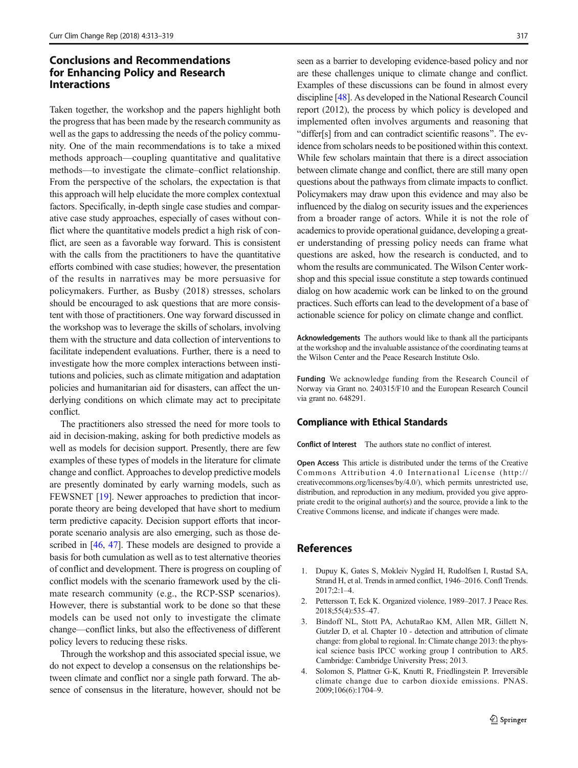## Conclusions and Recommendations for Enhancing Policy and Research Interactions

Taken together, the workshop and the papers highlight both the progress that has been made by the research community as well as the gaps to addressing the needs of the policy community. One of the main recommendations is to take a mixed methods approach—coupling quantitative and qualitative methods—to investigate the climate–conflict relationship. From the perspective of the scholars, the expectation is that this approach will help elucidate the more complex contextual factors. Specifically, in-depth single case studies and comparative case study approaches, especially of cases without conflict where the quantitative models predict a high risk of conflict, are seen as a favorable way forward. This is consistent with the calls from the practitioners to have the quantitative efforts combined with case studies; however, the presentation of the results in narratives may be more persuasive for policymakers. Further, as Busby (2018) stresses, scholars should be encouraged to ask questions that are more consistent with those of practitioners. One way forward discussed in the workshop was to leverage the skills of scholars, involving them with the structure and data collection of interventions to facilitate independent evaluations. Further, there is a need to investigate how the more complex interactions between institutions and policies, such as climate mitigation and adaptation policies and humanitarian aid for disasters, can affect the underlying conditions on which climate may act to precipitate conflict.

The practitioners also stressed the need for more tools to aid in decision-making, asking for both predictive models as well as models for decision support. Presently, there are few examples of these types of models in the literature for climate change and conflict. Approaches to develop predictive models are presently dominated by early warning models, such as FEWSNET [19]. Newer approaches to prediction that incorporate theory are being developed that have short to medium term predictive capacity. Decision support efforts that incorporate scenario analysis are also emerging, such as those described in [46, 47]. These models are designed to provide a basis for both cumulation as well as to test alternative theories of conflict and development. There is progress on coupling of conflict models with the scenario framework used by the climate research community (e.g., the RCP-SSP scenarios). However, there is substantial work to be done so that these models can be used not only to investigate the climate change—conflict links, but also the effectiveness of different policy levers to reducing these risks.

Through the workshop and this associated special issue, we do not expect to develop a consensus on the relationships between climate and conflict nor a single path forward. The absence of consensus in the literature, however, should not be seen as a barrier to developing evidence-based policy and nor are these challenges unique to climate change and conflict. Examples of these discussions can be found in almost every discipline [48]. As developed in the National Research Council report (2012), the process by which policy is developed and implemented often involves arguments and reasoning that "differ[s] from and can contradict scientific reasons". The evidence from scholars needs to be positioned within this context. While few scholars maintain that there is a direct association between climate change and conflict, there are still many open questions about the pathways from climate impacts to conflict. Policymakers may draw upon this evidence and may also be influenced by the dialog on security issues and the experiences from a broader range of actors. While it is not the role of academics to provide operational guidance, developing a greater understanding of pressing policy needs can frame what questions are asked, how the research is conducted, and to whom the results are communicated. The Wilson Center workshop and this special issue constitute a step towards continued dialog on how academic work can be linked to on the ground practices. Such efforts can lead to the development of a base of actionable science for policy on climate change and conflict.

**Acknowledgements** The authors would like to thank all the participants at the workshop and the invaluable assistance of the coordinating teams at the Wilson Center and the Peace Research Institute Oslo.

**Funding** We acknowledge funding from the Research Council of Norway via Grant no. 240315/F10 and the European Research Council via grant no. 648291.

### Compliance with Ethical Standards

**Conflict of Interest** The authors state no conflict of interest.

**Open Access** This article is distributed under the terms of the Creative Commons Attribution 4.0 International License (http://creativecommons.org/licenses/by/4.0/), which permits unrestricted use, distribution, and reproduction in any medium, provided you give appropriate credit to the original author(s) and the source, provide a link to the Creative Commons license, and indicate if changes were made.

## References

1. Dupuy K, Gates S, Mokleiv Nygård H, Rudolfsen I, Rustad SA, Strand H, et al. Trends in armed conflict, 1946–2016. Confl Trends. 2017;2:1–4.
2. Pettersson T, Eck K. Organized violence, 1989–2017. J Peace Res. 2018;55(4):535–47.
3. Bindoff NL, Stott PA, AchutaRao KM, Allen MR, Gillett N, Gutzler D, et al. Chapter 10 - detection and attribution of climate change: from global to regional. In: Climate change 2013: the physical science basis IPCC working group I contribution to AR5. Cambridge: Cambridge University Press; 2013.
4. Solomon S, Plattner G-K, Knutti R, Friedlingstein P. Irreversible climate change due to carbon dioxide emissions. PNAS. 2009;106(6):1704–9.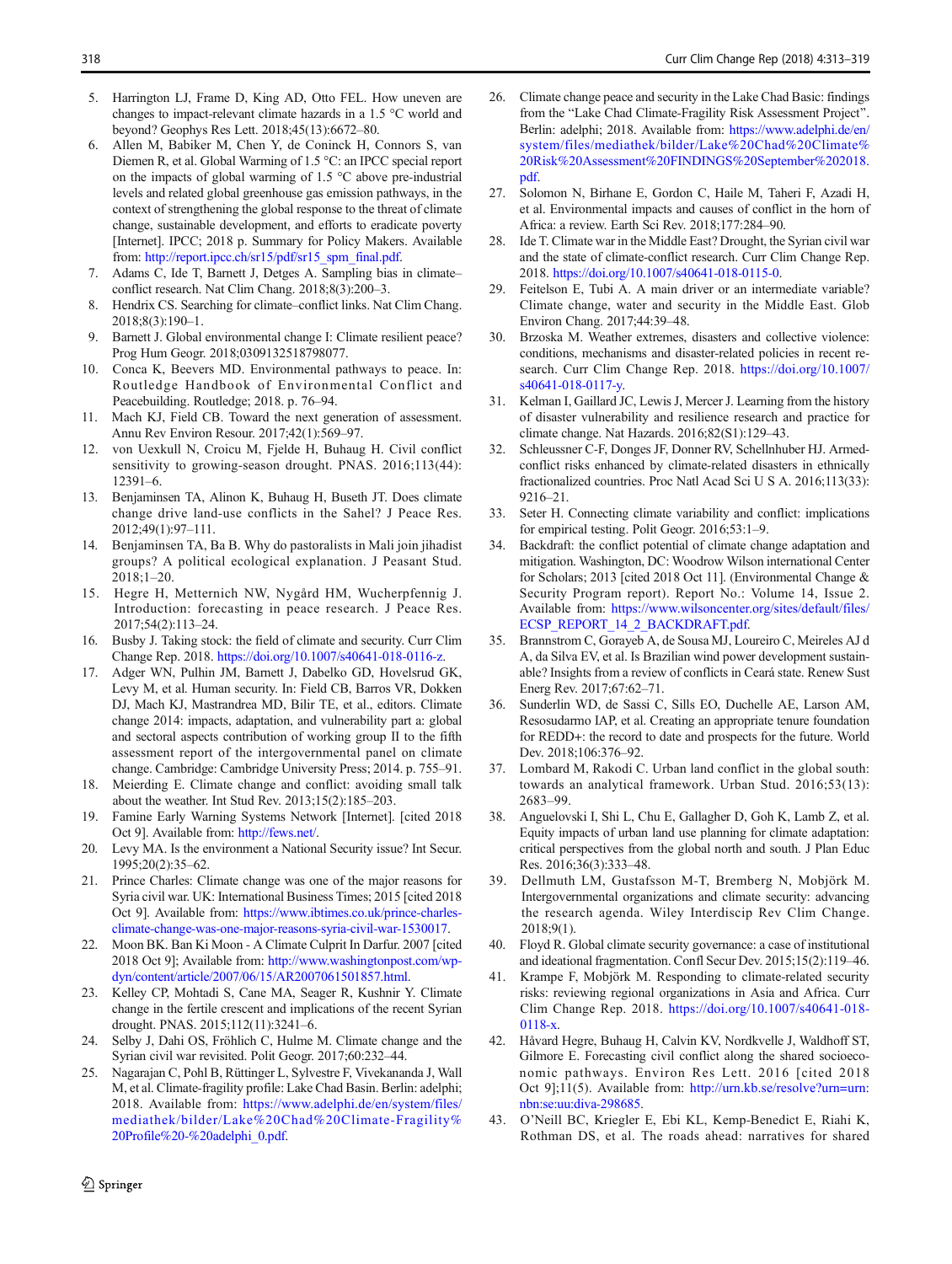5. Harrington LJ, Frame D, King AD, Otto FEL. How uneven are changes to impact-relevant climate hazards in a 1.5 °C world and beyond? Geophys Res Lett. 2018;45(13):6672–80.
6. Allen M, Babiker M, Chen Y, de Coninck H, Connors S, van Diemen R, et al. Global Warming of 1.5 °C: an IPCC special report on the impacts of global warming of 1.5 °C above pre-industrial levels and related global greenhouse gas emission pathways, in the context of strengthening the global response to the threat of climate change, sustainable development, and efforts to eradicate poverty [Internet]. IPCC; 2018 p. Summary for Policy Makers. Available from: http://report.ipcc.ch/sr15/pdf/sr15_spm_final.pdf.
7. Adams C, Ide T, Barnett J, Detges A. Sampling bias in climate–conflict research. Nat Clim Chang. 2018;8(3):200–3.
8. Hendrix CS. Searching for climate–conflict links. Nat Clim Chang. 2018;8(3):190–1.
9. Barnett J. Global environmental change I: Climate resilient peace? Prog Hum Geogr. 2018;0309132518798077.
10. Conca K, Beevers MD. Environmental pathways to peace. In: Routledge Handbook of Environmental Conflict and Peacebuilding. Routledge; 2018. p. 76–94.
11. Mach KJ, Field CB. Toward the next generation of assessment. Annu Rev Environ Resour. 2017;42(1):569–97.
12. von Uexkull N, Croicu M, Fjelde H, Buhaug H. Civil conflict sensitivity to growing-season drought. PNAS. 2016;113(44):12391–6.
13. Benjaminsen TA, Alinon K, Buhaug H, Buseth JT. Does climate change drive land-use conflicts in the Sahel? J Peace Res. 2012;49(1):97–111.
14. Benjaminsen TA, Ba B. Why do pastoralists in Mali join jihadist groups? A political ecological explanation. J Peasant Stud. 2018;1–20.
15. Hegre H, Metternich NW, Nygård HM, Wucherpfennig J. Introduction: forecasting in peace research. J Peace Res. 2017;54(2):113–24.
16. Busby J. Taking stock: the field of climate and security. Curr Clim Change Rep. 2018. https://doi.org/10.1007/s40641-018-0116-z.
17. Adger WN, Pulhin JM, Barnett J, Dabelko GD, Hovelsrud GK, Levy M, et al. Human security. In: Field CB, Barros VR, Dokken DJ, Mach KJ, Mastrandrea MD, Bilir TE, et al., editors. Climate change 2014: impacts, adaptation, and vulnerability part a: global and sectoral aspects contribution of working group II to the fifth assessment report of the intergovernmental panel on climate change. Cambridge: Cambridge University Press; 2014. p. 755–91.
18. Meierding E. Climate change and conflict: avoiding small talk about the weather. Int Stud Rev. 2013;15(2):185–203.
19. Famine Early Warning Systems Network [Internet]. [cited 2018 Oct 9]. Available from: http://fews.net/.
20. Levy MA. Is the environment a National Security issue? Int Secur. 1995;20(2):35–62.
21. Prince Charles: Climate change was one of the major reasons for Syria civil war. UK: International Business Times; 2015 [cited 2018 Oct 9]. Available from: https://www.ibtimes.co.uk/prince-charles-climate-change-was-one-major-reasons-syria-civil-war-1530017.
22. Moon BK. Ban Ki Moon - A Climate Culprit In Darfur. 2007 [cited 2018 Oct 9]; Available from: http://www.washingtonpost.com/wp-dyn/content/article/2007/06/15/AR2007061501857.html.
23. Kelley CP, Mohtadi S, Cane MA, Seager R, Kushnir Y. Climate change in the fertile crescent and implications of the recent Syrian drought. PNAS. 2015;112(11):3241–6.
24. Selby J, Dahi OS, Fröhlich C, Hulme M. Climate change and the Syrian civil war revisited. Polit Geogr. 2017;60:232–44.
25. Nagarajan C, Pohl B, Rüttinger L, Sylvestre F, Vivekananda J, Wall M, et al. Climate-fragility profile: Lake Chad Basin. Berlin: adelphi; 2018. Available from: https://www.adelphi.de/en/system/files/mediathek/bilder/Lake%20Chad%20Climate-Fragility%20Profile%20-%20adelphi_0.pdf.
26. Climate change peace and security in the Lake Chad Basic: findings from the "Lake Chad Climate-Fragility Risk Assessment Project". Berlin: adelphi; 2018. Available from: https://www.adelphi.de/en/system/files/mediathek/bilder/Lake%20Chad%20Climate%20Risk%20Assessment%20FINDINGS%20September%202018.pdf.
27. Solomon N, Birhane E, Gordon C, Haile M, Taheri F, Azadi H, et al. Environmental impacts and causes of conflict in the horn of Africa: a review. Earth Sci Rev. 2018;177:284–90.
28. Ide T. Climate war in the Middle East? Drought, the Syrian civil war and the state of climate-conflict research. Curr Clim Change Rep. 2018. https://doi.org/10.1007/s40641-018-0115-0.
29. Feitelson E, Tubi A. A main driver or an intermediate variable? Climate change, water and security in the Middle East. Glob Environ Chang. 2017;44:39–48.
30. Brzoska M. Weather extremes, disasters and collective violence: conditions, mechanisms and disaster-related policies in recent research. Curr Clim Change Rep. 2018. https://doi.org/10.1007/s40641-018-0117-y.
31. Kelman I, Gaillard JC, Lewis J, Mercer J. Learning from the history of disaster vulnerability and resilience research and practice for climate change. Nat Hazards. 2016;82(S1):129–43.
32. Schleussner C-F, Donges JF, Donner RV, Schellnhuber HJ. Armed-conflict risks enhanced by climate-related disasters in ethnically fractionalized countries. Proc Natl Acad Sci U S A. 2016;113(33):9216–21.
33. Seter H. Connecting climate variability and conflict: implications for empirical testing. Polit Geogr. 2016;53:1–9.
34. Backdraft: the conflict potential of climate change adaptation and mitigation. Washington, DC: Woodrow Wilson international Center for Scholars; 2013 [cited 2018 Oct 11]. (Environmental Change & Security Program report). Report No.: Volume 14, Issue 2. Available from: https://www.wilsoncenter.org/sites/default/files/ECSP_REPORT_14_2_BACKDRAFT.pdf.
35. Brannstrom C, Gorayeb A, de Sousa MJ, Loureiro C, Meireles AJ d A, da Silva EV, et al. Is Brazilian wind power development sustainable? Insights from a review of conflicts in Ceará state. Renew Sust Energ Rev. 2017;67:62–71.
36. Sunderlin WD, de Sassi C, Sills EO, Duchelle AE, Larson AM, Resosudarmo IAP, et al. Creating an appropriate tenure foundation for REDD+: the record to date and prospects for the future. World Dev. 2018;106:376–92.
37. Lombard M, Rakodi C. Urban land conflict in the global south: towards an analytical framework. Urban Stud. 2016;53(13):2683–99.
38. Anguelovski I, Shi L, Chu E, Gallagher D, Goh K, Lamb Z, et al. Equity impacts of urban land use planning for climate adaptation: critical perspectives from the global north and south. J Plan Educ Res. 2016;36(3):333–48.
39. Dellmuth LM, Gustafsson M-T, Bremberg N, Mobjörk M. Intergovernmental organizations and climate security: advancing the research agenda. Wiley Interdiscip Rev Clim Change. 2018;9(1).
40. Floyd R. Global climate security governance: a case of institutional and ideational fragmentation. Confl Secur Dev. 2015;15(2):119–46.
41. Krampe F, Mobjörk M. Responding to climate-related security risks: reviewing regional organizations in Asia and Africa. Curr Clim Change Rep. 2018. https://doi.org/10.1007/s40641-018-0118-x.
42. Håvard Hegre, Buhaug H, Calvin KV, Nordkvelle J, Waldhoff ST, Gilmore E. Forecasting civil conflict along the shared socioeconomic pathways. Environ Res Lett. 2016 [cited 2018 Oct 9];11(5). Available from: http://urn.kb.se/resolve?urn=urn:nbn:se:uu:diva-298685.
43. O'Neill BC, Kriegler E, Ebi KL, Kemp-Benedict E, Riahi K, Rothman DS, et al. The roads ahead: narratives for shared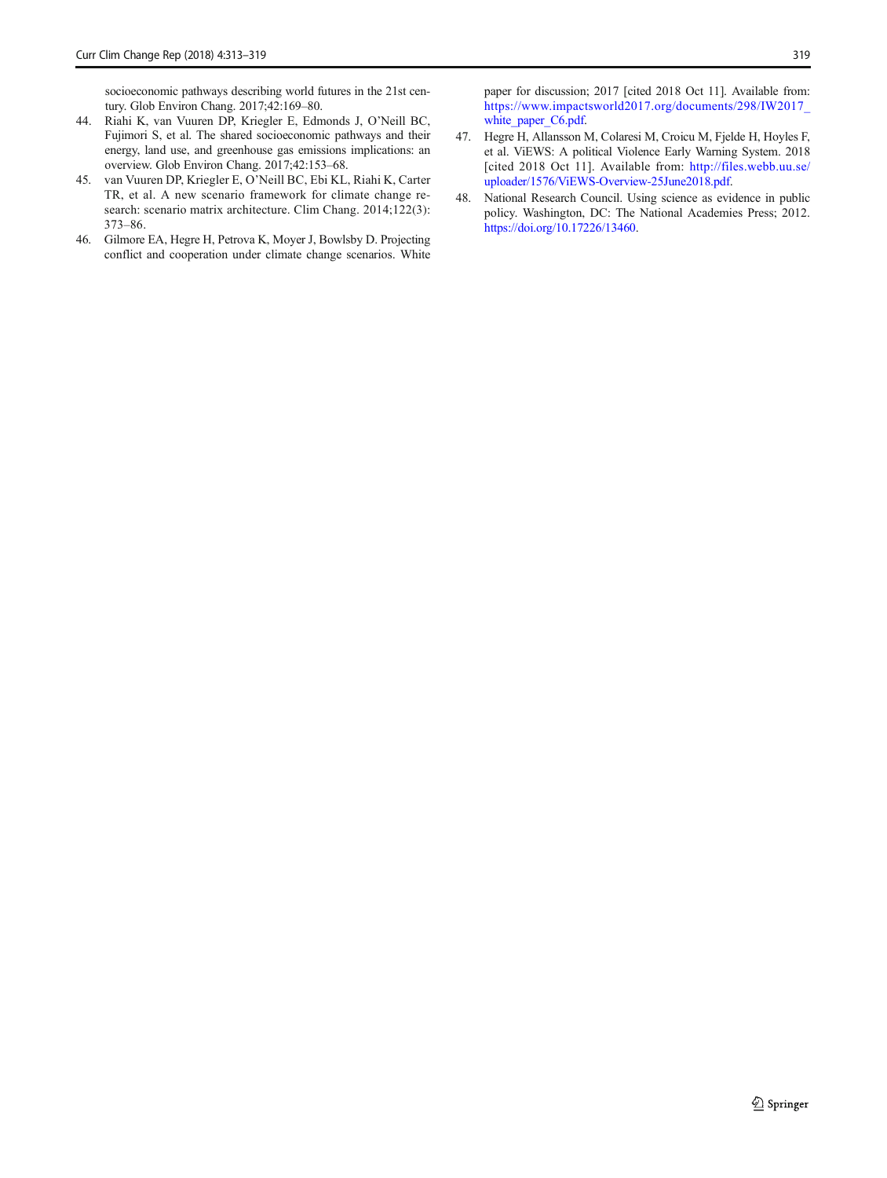socioeconomic pathways describing world futures in the 21st century. Glob Environ Chang. 2017;42:169–80.

44. Riahi K, van Vuuren DP, Kriegler E, Edmonds J, O'Neill BC, Fujimori S, et al. The shared socioeconomic pathways and their energy, land use, and greenhouse gas emissions implications: an overview. Glob Environ Chang. 2017;42:153–68.
45. van Vuuren DP, Kriegler E, O'Neill BC, Ebi KL, Riahi K, Carter TR, et al. A new scenario framework for climate change research: scenario matrix architecture. Clim Chang. 2014;122(3):373–86.
46. Gilmore EA, Hegre H, Petrova K, Moyer J, Bowlsby D. Projecting conflict and cooperation under climate change scenarios. White paper for discussion; 2017 [cited 2018 Oct 11]. Available from: https://www.impactsworld2017.org/documents/298/IW2017_white_paper_C6.pdf.
47. Hegre H, Allansson M, Colaresi M, Croicu M, Fjelde H, Hoyles F, et al. ViEWS: A political Violence Early Warning System. 2018 [cited 2018 Oct 11]. Available from: http://files.webb.uu.se/uploader/1576/ViEWS-Overview-25June2018.pdf.
48. National Research Council. Using science as evidence in public policy. Washington, DC: The National Academies Press; 2012. https://doi.org/10.17226/13460.